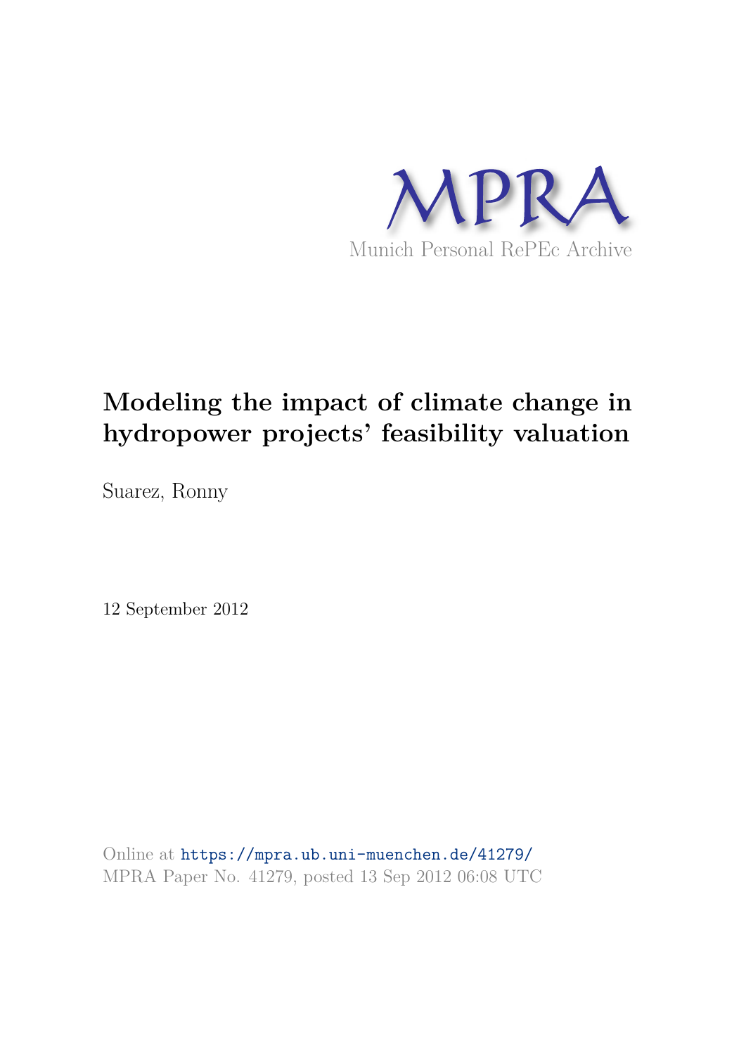MPRA

Munich Personal RePEc Archive

# Modeling the impact of climate change in hydropower projects' feasibility valuation

Suarez, Ronny

12 September 2012

Online at https://mpra.ub.uni-muenchen.de/41279/
MPRA Paper No. 41279, posted 13 Sep 2012 06:08 UTC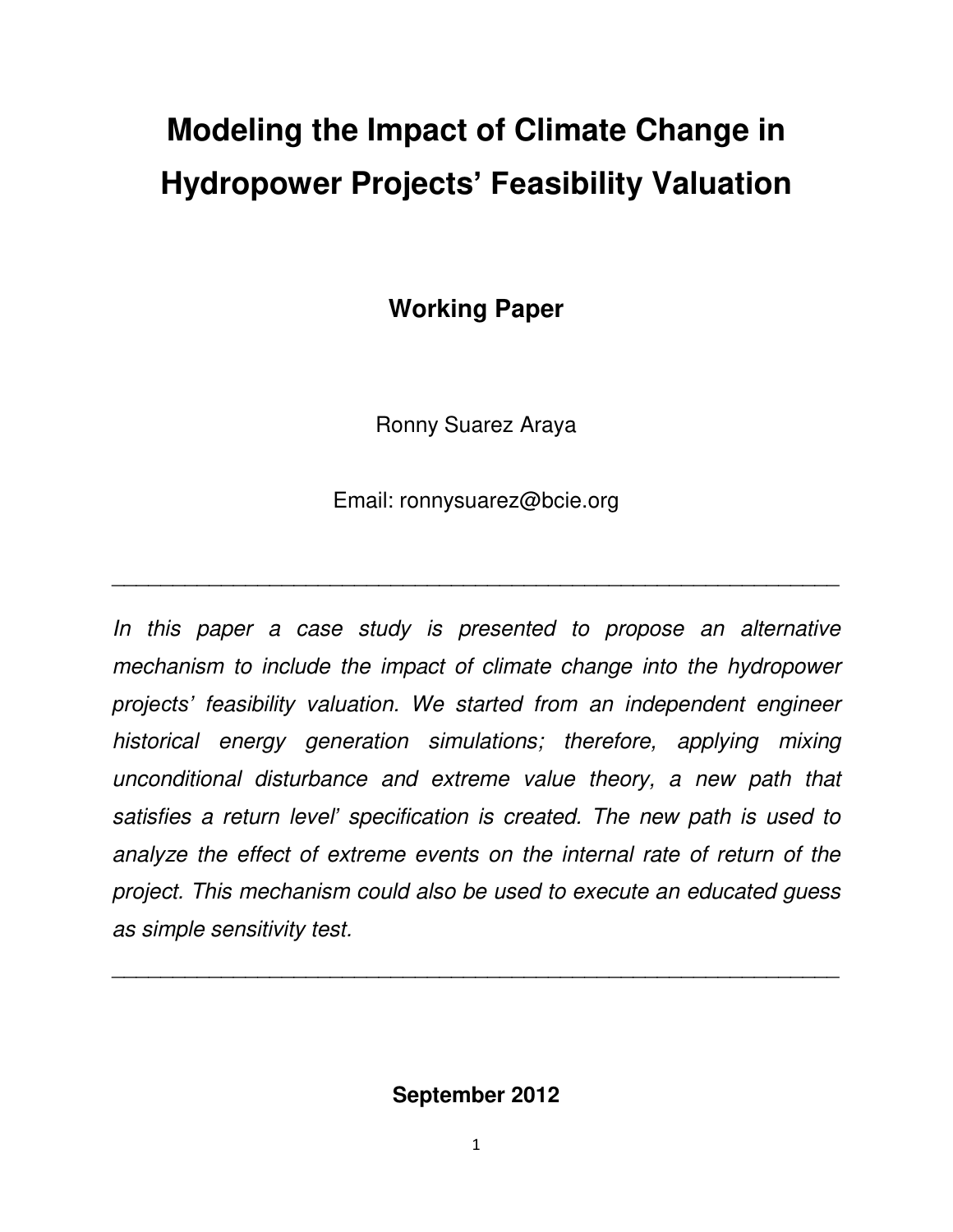# Modeling the Impact of Climate Change in Hydropower Projects' Feasibility Valuation

**Working Paper**

Ronny Suarez Araya

Email: ronnysuarez@bcie.org

---

*In this paper a case study is presented to propose an alternative mechanism to include the impact of climate change into the hydropower projects' feasibility valuation. We started from an independent engineer historical energy generation simulations; therefore, applying mixing unconditional disturbance and extreme value theory, a new path that satisfies a return level' specification is created. The new path is used to analyze the effect of extreme events on the internal rate of return of the project. This mechanism could also be used to execute an educated guess as simple sensitivity test.*

---

**September 2012**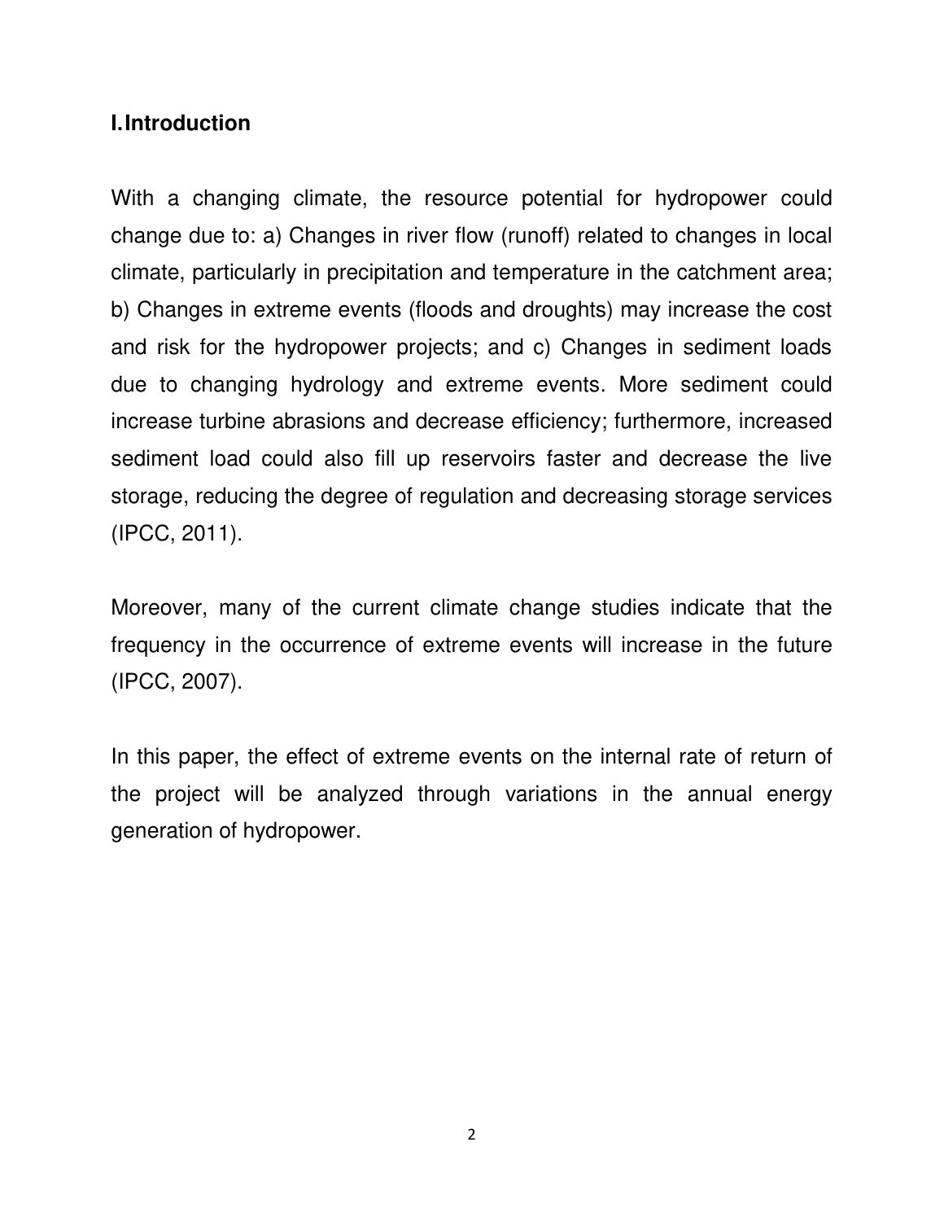## I. Introduction

With a changing climate, the resource potential for hydropower could change due to: a) Changes in river flow (runoff) related to changes in local climate, particularly in precipitation and temperature in the catchment area; b) Changes in extreme events (floods and droughts) may increase the cost and risk for the hydropower projects; and c) Changes in sediment loads due to changing hydrology and extreme events. More sediment could increase turbine abrasions and decrease efficiency; furthermore, increased sediment load could also fill up reservoirs faster and decrease the live storage, reducing the degree of regulation and decreasing storage services (IPCC, 2011).

Moreover, many of the current climate change studies indicate that the frequency in the occurrence of extreme events will increase in the future (IPCC, 2007).

In this paper, the effect of extreme events on the internal rate of return of the project will be analyzed through variations in the annual energy generation of hydropower.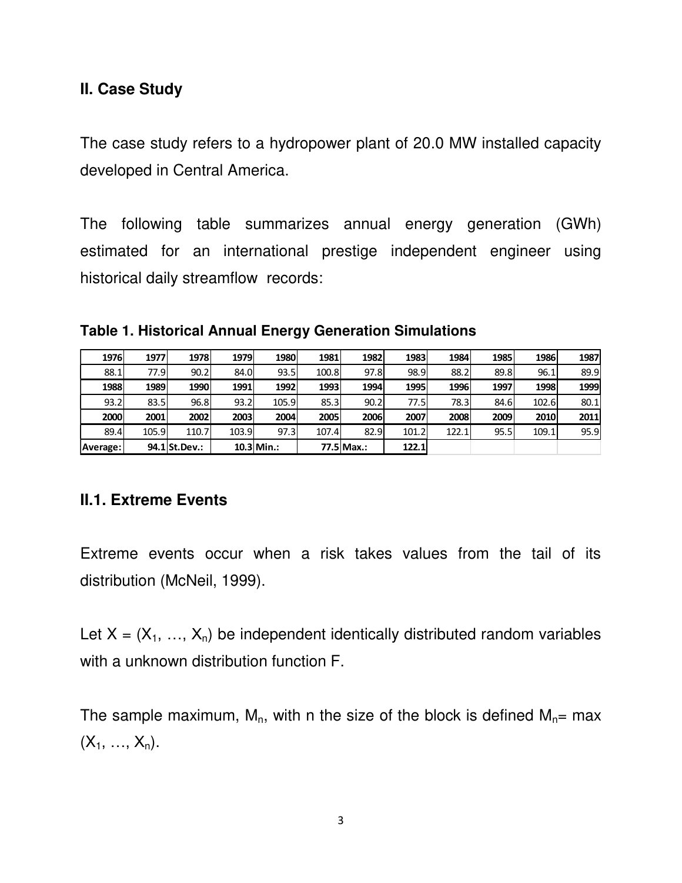## II. Case Study

The case study refers to a hydropower plant of 20.0 MW installed capacity developed in Central America.

The following table summarizes annual energy generation (GWh) estimated for an international prestige independent engineer using historical daily streamflow records:

**Table 1. Historical Annual Energy Generation Simulations**

| **1976** | **1977** | **1978** | **1979** | **1980** | **1981** | **1982** | **1983** | **1984** | **1985** | **1986** | **1987** |
|---|---|---|---|---|---|---|---|---|---|---|---|
| 88.1 | 77.9 | 90.2 | 84.0 | 93.5 | 100.8 | 97.8 | 98.9 | 88.2 | 89.8 | 96.1 | 89.9 |
| **1988** | **1989** | **1990** | **1991** | **1992** | **1993** | **1994** | **1995** | **1996** | **1997** | **1998** | **1999** |
| 93.2 | 83.5 | 96.8 | 93.2 | 105.9 | 85.3 | 90.2 | 77.5 | 78.3 | 84.6 | 102.6 | 80.1 |
| **2000** | **2001** | **2002** | **2003** | **2004** | **2005** | **2006** | **2007** | **2008** | **2009** | **2010** | **2011** |
| 89.4 | 105.9 | 110.7 | 103.9 | 97.3 | 107.4 | 82.9 | 101.2 | 122.1 | 95.5 | 109.1 | 95.9 |
| **Average:** | **94.1** | **St.Dev.:** | **10.3** | **Min.:** | **77.5** | **Max.:** | **122.1** | | | | |

### II.1. Extreme Events

Extreme events occur when a risk takes values from the tail of its distribution (McNeil, 1999).

Let $X = (X_1, \ldots, X_n)$ be independent identically distributed random variables with a unknown distribution function F.

The sample maximum, $M_n$, with n the size of the block is defined $M_n = \max(X_1, \ldots, X_n)$.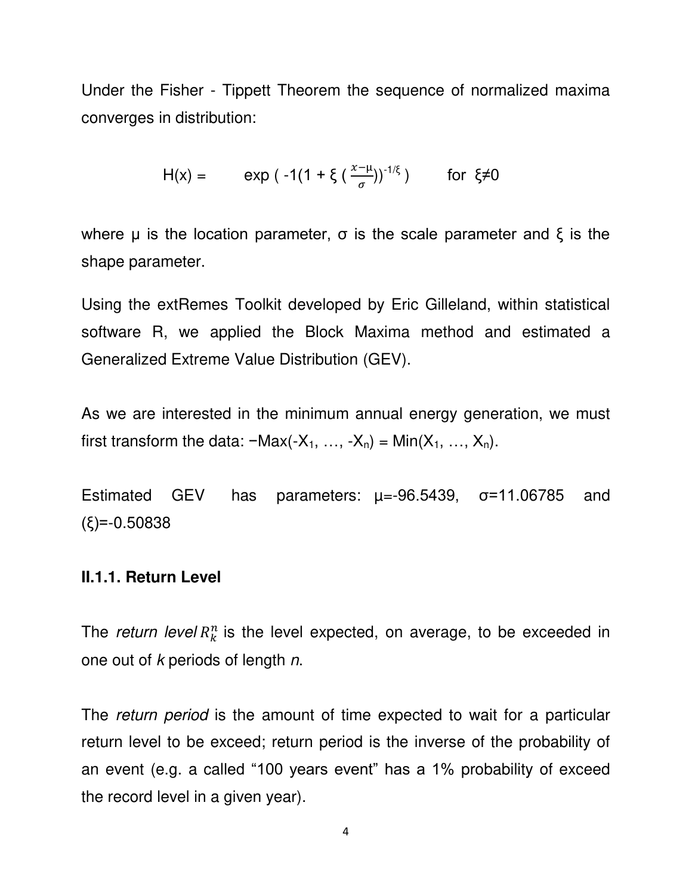Under the Fisher - Tippett Theorem the sequence of normalized maxima converges in distribution:

$$H(x) = \quad \exp\left( -1\left(1 + \xi \left( \frac{x-\mu}{\sigma}\right)\right)^{-1/\xi} \right) \qquad \text{for } \xi \neq 0$$

where μ is the location parameter, σ is the scale parameter and ξ is the shape parameter.

Using the extRemes Toolkit developed by Eric Gilleland, within statistical software R, we applied the Block Maxima method and estimated a Generalized Extreme Value Distribution (GEV).

As we are interested in the minimum annual energy generation, we must first transform the data: $-\text{Max}(-X_1, \ldots, -X_n) = \text{Min}(X_1, \ldots, X_n)$.

Estimated GEV has parameters: μ=-96.5439, σ=11.06785 and (ξ)=-0.50838

### II.1.1. Return Level

The *return level* $R_k^n$ is the level expected, on average, to be exceeded in one out of *k* periods of length *n*.

The *return period* is the amount of time expected to wait for a particular return level to be exceed; return period is the inverse of the probability of an event (e.g. a called "100 years event" has a 1% probability of exceed the record level in a given year).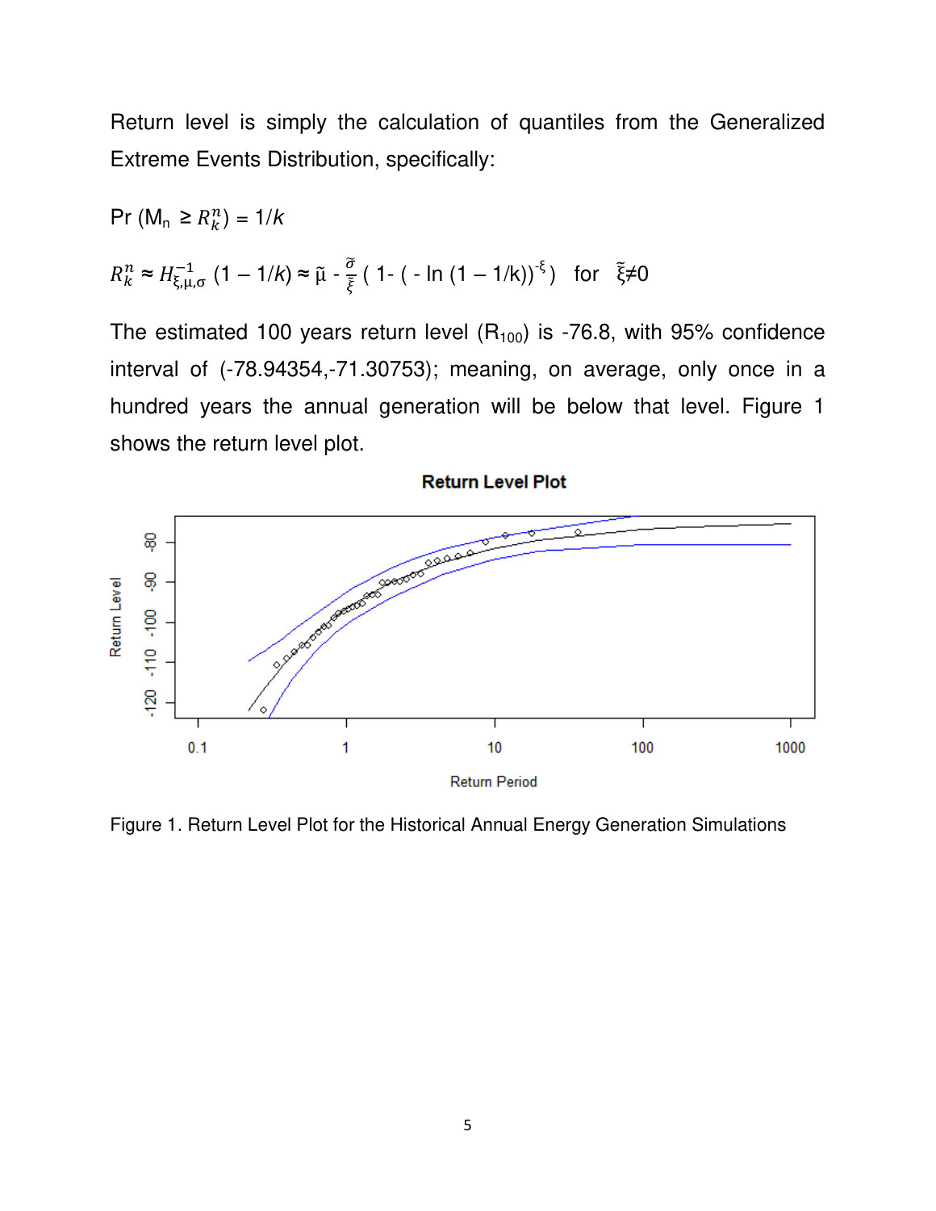Return level is simply the calculation of quantiles from the Generalized Extreme Events Distribution, specifically:

$$\Pr(M_n \geq R_k^n) = 1/k$$

$$R_k^n \approx H^{-1}_{\xi,\mu,\sigma}(1 - 1/k) \approx \tilde{\mu} - \frac{\tilde{\sigma}}{\tilde{\xi}}\left(1 - \left(-\ln(1 - 1/k)\right)^{-\tilde{\xi}}\right) \quad \text{for} \quad \tilde{\xi} \neq 0$$

The estimated 100 years return level ($R_{100}$) is -76.8, with 95% confidence interval of (-78.94354,-71.30753); meaning, on average, only once in a hundred years the annual generation will be below that level. Figure 1 shows the return level plot.

Figure 1. Return Level Plot for the Historical Annual Energy Generation Simulations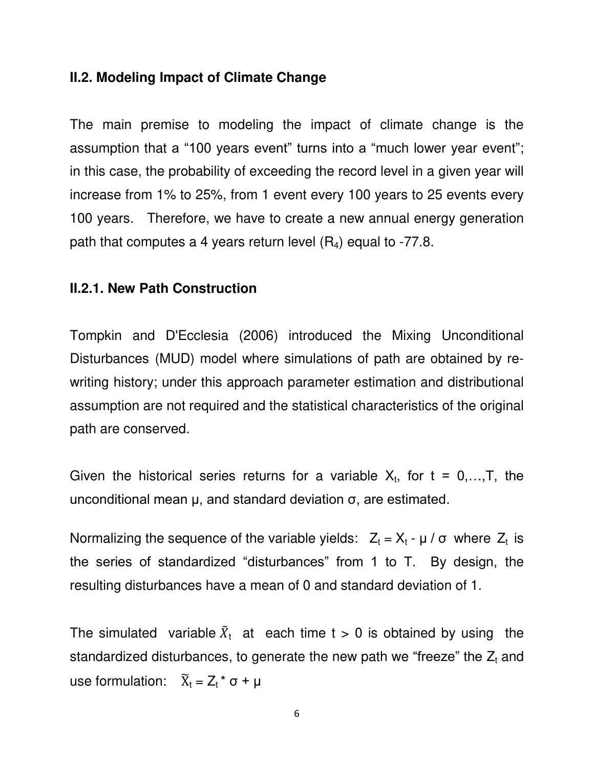### II.2. Modeling Impact of Climate Change

The main premise to modeling the impact of climate change is the assumption that a "100 years event" turns into a "much lower year event"; in this case, the probability of exceeding the record level in a given year will increase from 1% to 25%, from 1 event every 100 years to 25 events every 100 years. Therefore, we have to create a new annual energy generation path that computes a 4 years return level ($R_4$) equal to -77.8.

#### II.2.1. New Path Construction

Tompkin and D'Ecclesia (2006) introduced the Mixing Unconditional Disturbances (MUD) model where simulations of path are obtained by re-writing history; under this approach parameter estimation and distributional assumption are not required and the statistical characteristics of the original path are conserved.

Given the historical series returns for a variable $X_t$, for $t = 0,\ldots,T$, the unconditional mean μ, and standard deviation σ, are estimated.

Normalizing the sequence of the variable yields: $Z_t = X_t - \mu / \sigma$ where $Z_t$ is the series of standardized "disturbances" from 1 to T. By design, the resulting disturbances have a mean of 0 and standard deviation of 1.

The simulated variable $\tilde{X}_t$ at each time $t > 0$ is obtained by using the standardized disturbances, to generate the new path we "freeze" the $Z_t$ and use formulation: $\tilde{X}_t = Z_t * \sigma + \mu$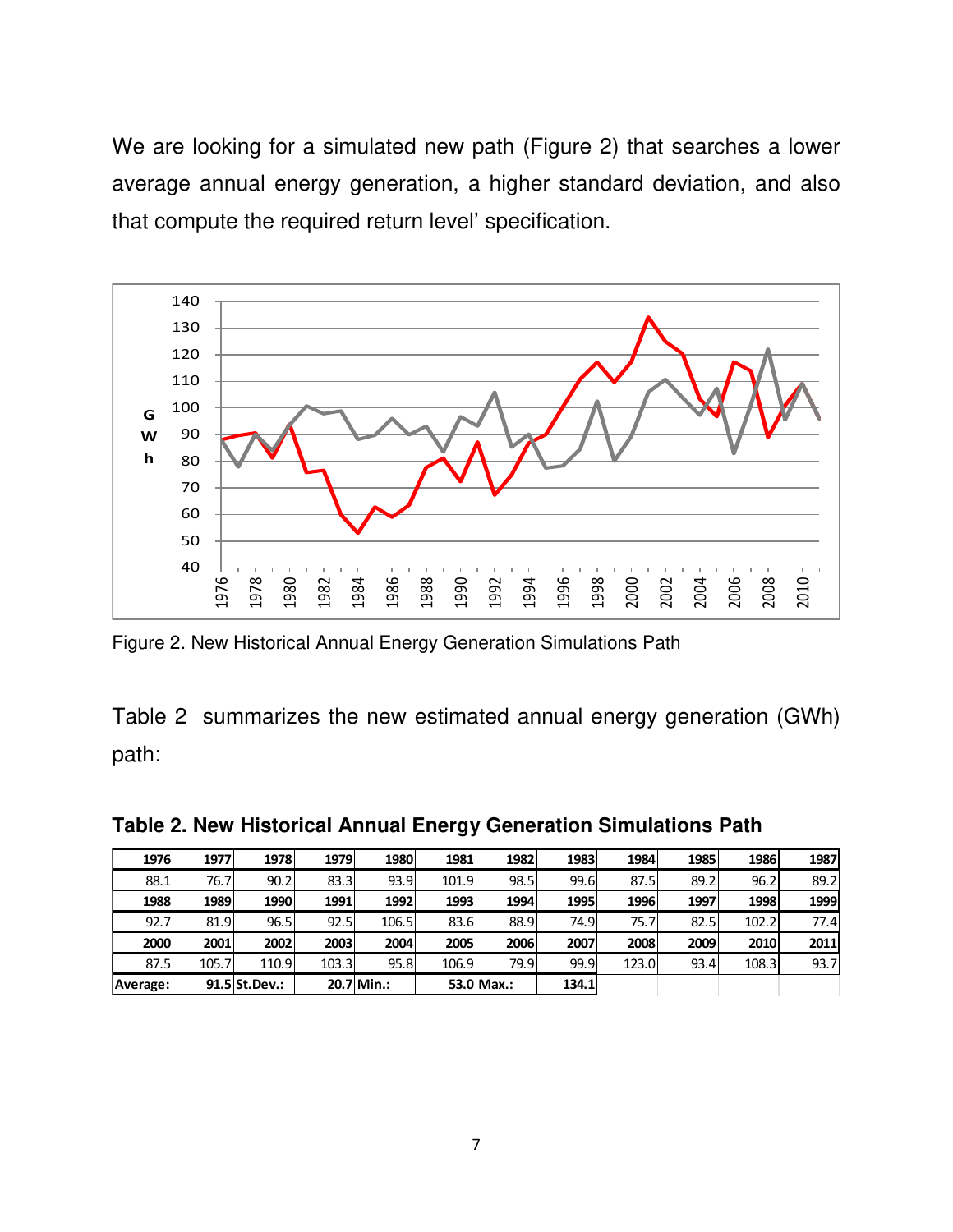We are looking for a simulated new path (Figure 2) that searches a lower average annual energy generation, a higher standard deviation, and also that compute the required return level' specification.

Figure 2. New Historical Annual Energy Generation Simulations Path

Table 2 summarizes the new estimated annual energy generation (GWh) path:

**Table 2. New Historical Annual Energy Generation Simulations Path**

| 1976 | 1977 | 1978 | 1979 | 1980 | 1981 | 1982 | 1983 | 1984 | 1985 | 1986 | 1987 |
|---|---|---|---|---|---|---|---|---|---|---|---|
| 88.1 | 76.7 | 90.2 | 83.3 | 93.9 | 101.9 | 98.5 | 99.6 | 87.5 | 89.2 | 96.2 | 89.2 |
| **1988** | **1989** | **1990** | **1991** | **1992** | **1993** | **1994** | **1995** | **1996** | **1997** | **1998** | **1999** |
| 92.7 | 81.9 | 96.5 | 92.5 | 106.5 | 83.6 | 88.9 | 74.9 | 75.7 | 82.5 | 102.2 | 77.4 |
| **2000** | **2001** | **2002** | **2003** | **2004** | **2005** | **2006** | **2007** | **2008** | **2009** | **2010** | **2011** |
| 87.5 | 105.7 | 110.9 | 103.3 | 95.8 | 106.9 | 79.9 | 99.9 | 123.0 | 93.4 | 108.3 | 93.7 |
| **Average:** | **91.5** | **St.Dev.:** | **20.7** | **Min.:** | **53.0** | **Max.:** | **134.1** | | | | |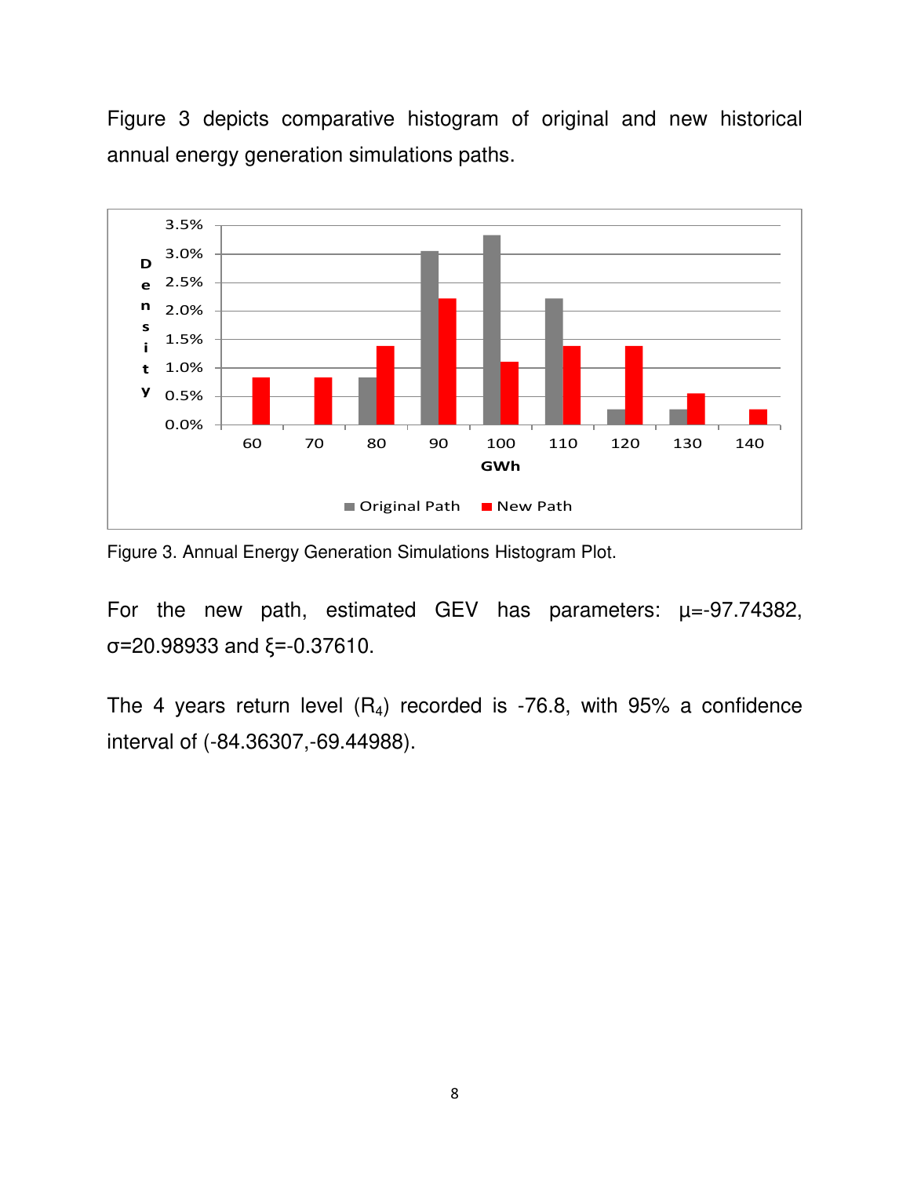Figure 3 depicts comparative histogram of original and new historical annual energy generation simulations paths.

Figure 3. Annual Energy Generation Simulations Histogram Plot.

For the new path, estimated GEV has parameters: $\mu$=-97.74382, $\sigma$=20.98933 and $\xi$=-0.37610.

The 4 years return level ($R_4$) recorded is -76.8, with 95% a confidence interval of (-84.36307,-69.44988).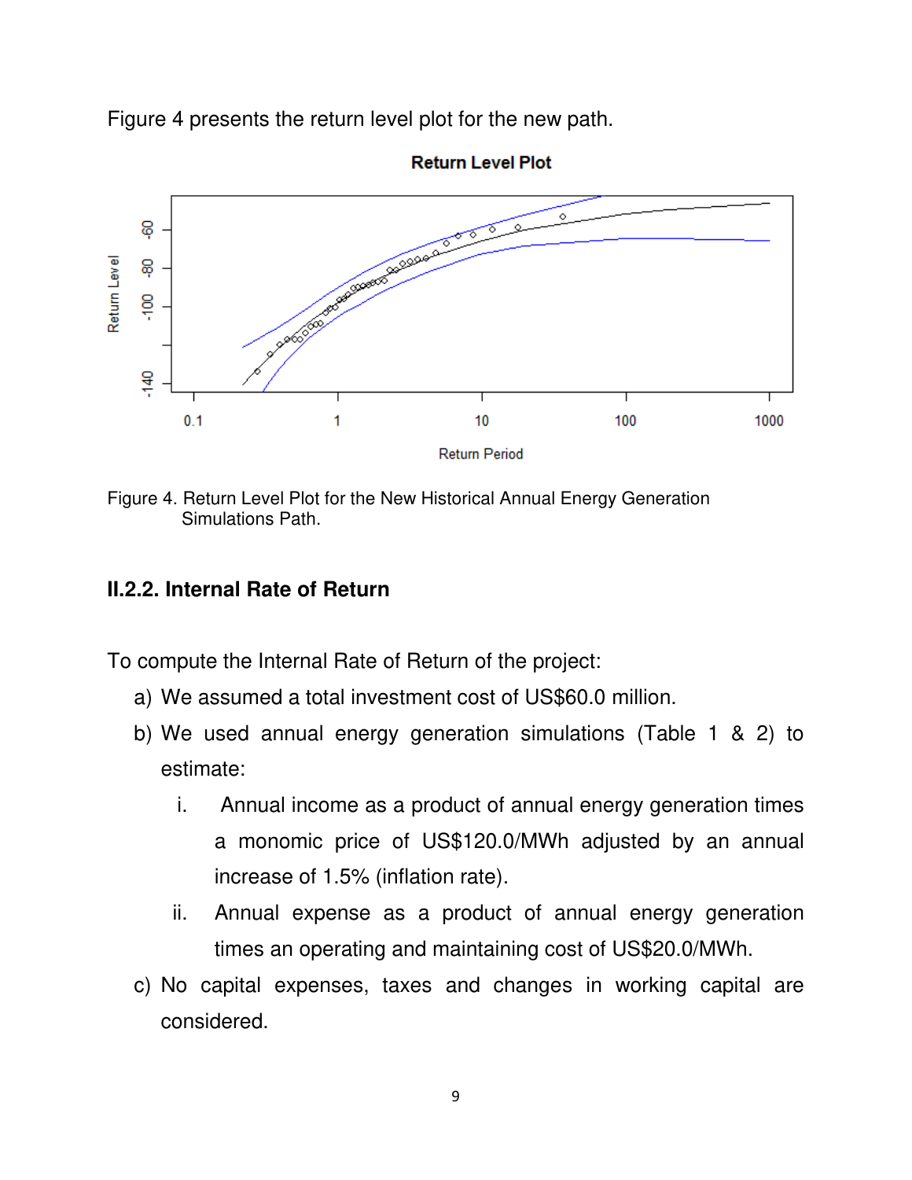Figure 4 presents the return level plot for the new path.

Figure 4. Return Level Plot for the New Historical Annual Energy Generation Simulations Path.

### II.2.2. Internal Rate of Return

To compute the Internal Rate of Return of the project:

a) We assumed a total investment cost of US$60.0 million.

b) We used annual energy generation simulations (Table 1 & 2) to estimate:

   i. Annual income as a product of annual energy generation times a monomic price of US$120.0/MWh adjusted by an annual increase of 1.5% (inflation rate).

   ii. Annual expense as a product of annual energy generation times an operating and maintaining cost of US$20.0/MWh.

c) No capital expenses, taxes and changes in working capital are considered.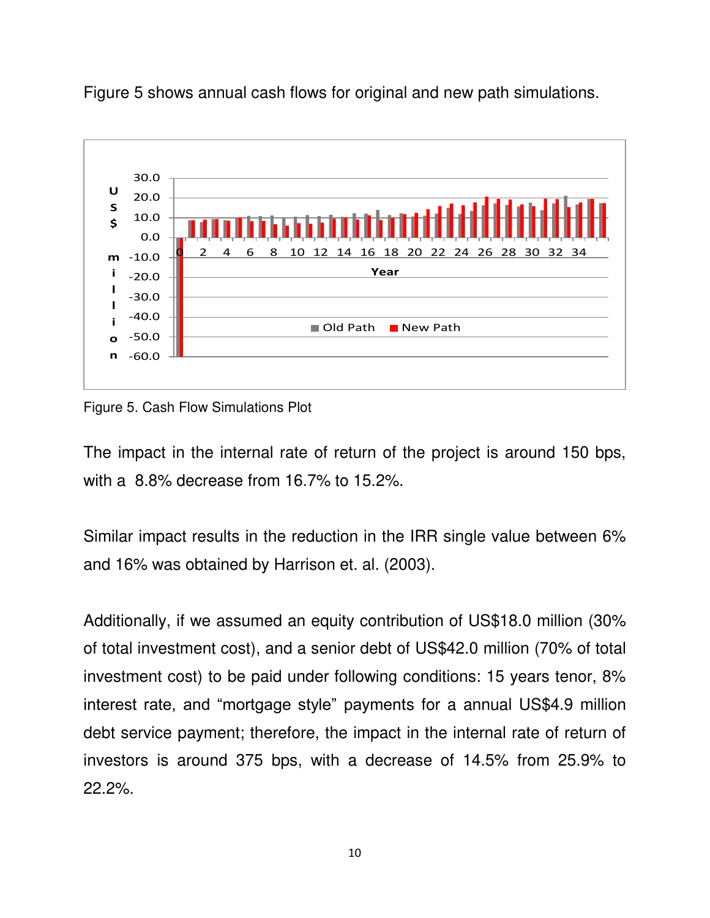Figure 5 shows annual cash flows for original and new path simulations.

Figure 5. Cash Flow Simulations Plot

The impact in the internal rate of return of the project is around 150 bps, with a 8.8% decrease from 16.7% to 15.2%.

Similar impact results in the reduction in the IRR single value between 6% and 16% was obtained by Harrison et. al. (2003).

Additionally, if we assumed an equity contribution of US$18.0 million (30% of total investment cost), and a senior debt of US$42.0 million (70% of total investment cost) to be paid under following conditions: 15 years tenor, 8% interest rate, and “mortgage style” payments for a annual US$4.9 million debt service payment; therefore, the impact in the internal rate of return of investors is around 375 bps, with a decrease of 14.5% from 25.9% to 22.2%.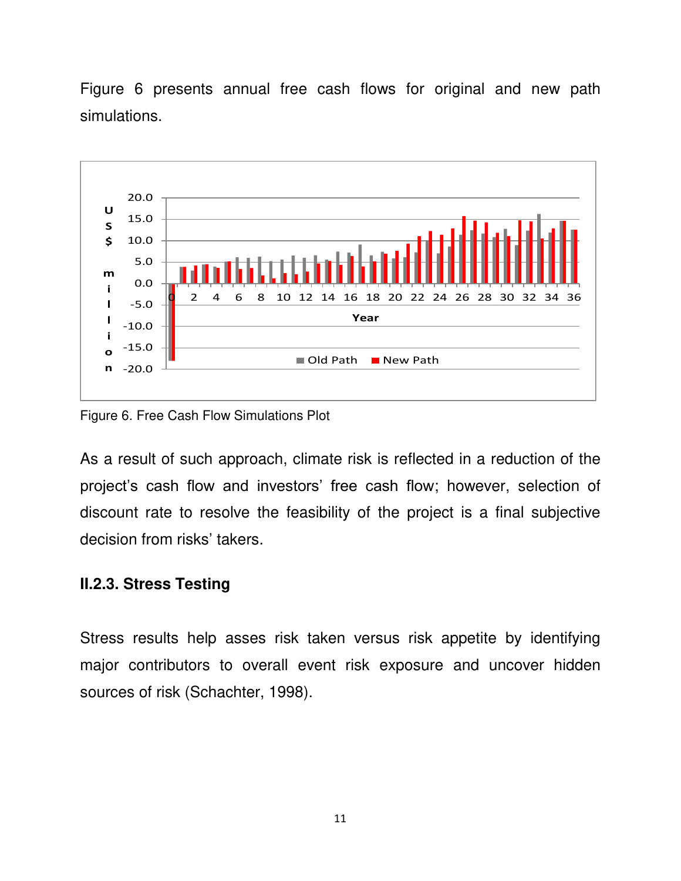Figure 6 presents annual free cash flows for original and new path simulations.

Figure 6. Free Cash Flow Simulations Plot

As a result of such approach, climate risk is reflected in a reduction of the project's cash flow and investors' free cash flow; however, selection of discount rate to resolve the feasibility of the project is a final subjective decision from risks' takers.

### II.2.3. Stress Testing

Stress results help asses risk taken versus risk appetite by identifying major contributors to overall event risk exposure and uncover hidden sources of risk (Schachter, 1998).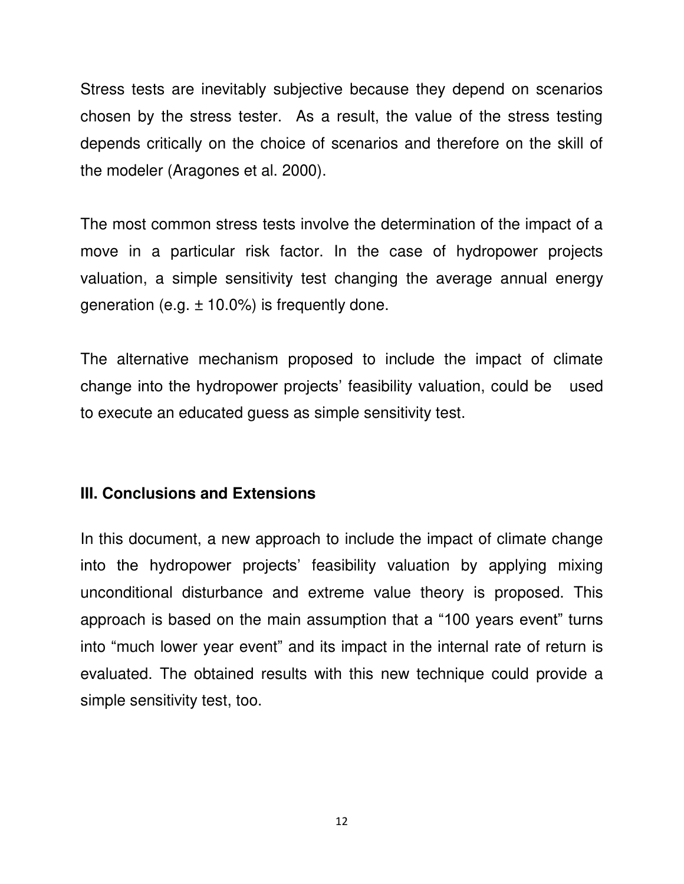Stress tests are inevitably subjective because they depend on scenarios chosen by the stress tester. As a result, the value of the stress testing depends critically on the choice of scenarios and therefore on the skill of the modeler (Aragones et al. 2000).

The most common stress tests involve the determination of the impact of a move in a particular risk factor. In the case of hydropower projects valuation, a simple sensitivity test changing the average annual energy generation (e.g. ± 10.0%) is frequently done.

The alternative mechanism proposed to include the impact of climate change into the hydropower projects' feasibility valuation, could be used to execute an educated guess as simple sensitivity test.

## III. Conclusions and Extensions

In this document, a new approach to include the impact of climate change into the hydropower projects' feasibility valuation by applying mixing unconditional disturbance and extreme value theory is proposed. This approach is based on the main assumption that a "100 years event" turns into "much lower year event" and its impact in the internal rate of return is evaluated. The obtained results with this new technique could provide a simple sensitivity test, too.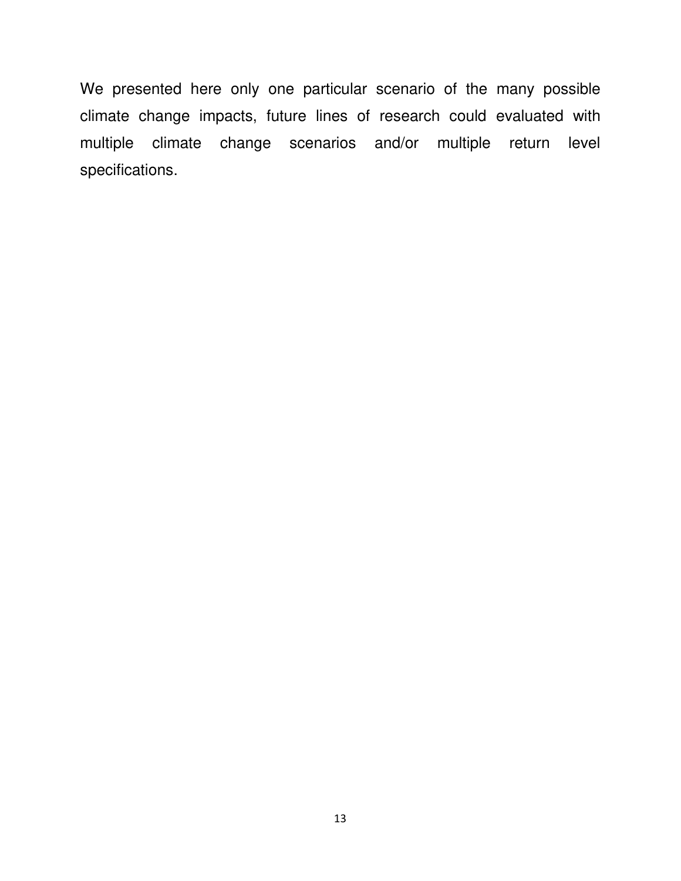We presented here only one particular scenario of the many possible climate change impacts, future lines of research could evaluated with multiple climate change scenarios and/or multiple return level specifications.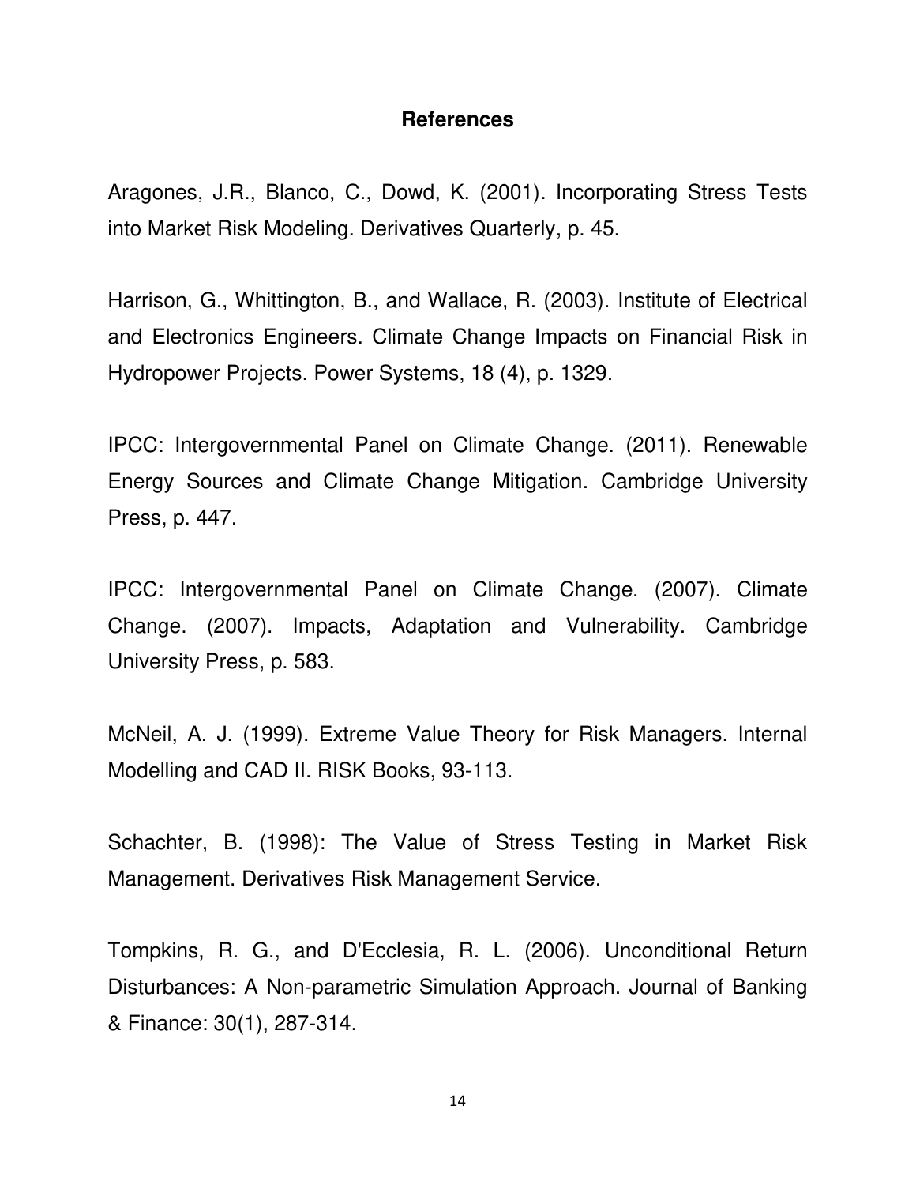# References

Aragones, J.R., Blanco, C., Dowd, K. (2001). Incorporating Stress Tests into Market Risk Modeling. Derivatives Quarterly, p. 45.

Harrison, G., Whittington, B., and Wallace, R. (2003). Institute of Electrical and Electronics Engineers. Climate Change Impacts on Financial Risk in Hydropower Projects. Power Systems, 18 (4), p. 1329.

IPCC: Intergovernmental Panel on Climate Change. (2011). Renewable Energy Sources and Climate Change Mitigation. Cambridge University Press, p. 447.

IPCC: Intergovernmental Panel on Climate Change. (2007). Climate Change. (2007). Impacts, Adaptation and Vulnerability. Cambridge University Press, p. 583.

McNeil, A. J. (1999). Extreme Value Theory for Risk Managers. Internal Modelling and CAD II. RISK Books, 93-113.

Schachter, B. (1998): The Value of Stress Testing in Market Risk Management. Derivatives Risk Management Service.

Tompkins, R. G., and D'Ecclesia, R. L. (2006). Unconditional Return Disturbances: A Non-parametric Simulation Approach. Journal of Banking & Finance: 30(1), 287-314.